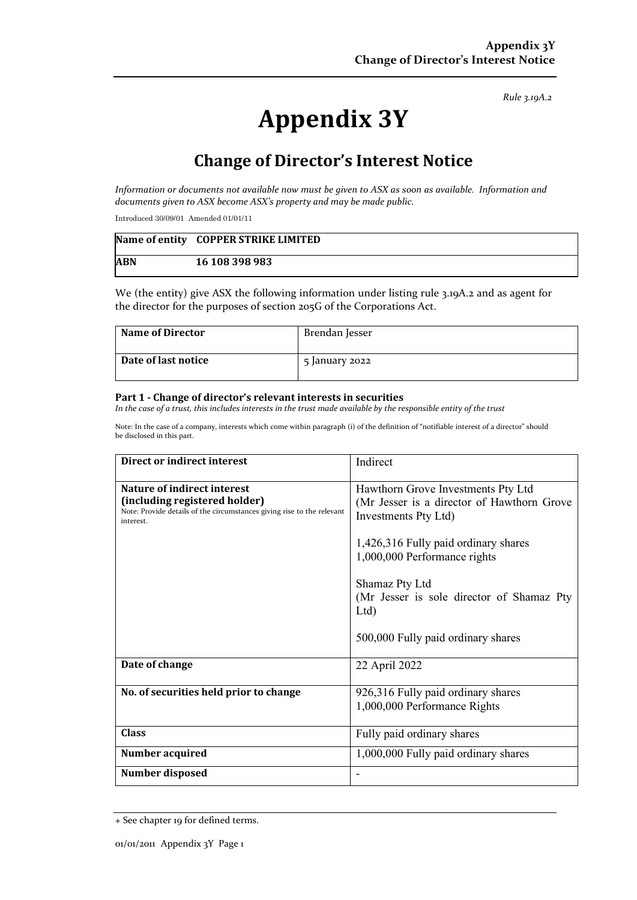*Rule 3.19A.2*

# Appendix 3Y

## Change of Director's Interest Notice

*Information or documents not available now must be given to ASX as soon as available. Information and documents given to ASX become ASX's property and may be made public.*

Introduced 30/09/01 Amended 01/01/11

| **Name of entity** | **COPPER STRIKE LIMITED** |
|---|---|
| **ABN** | **16 108 398 983** |

We (the entity) give ASX the following information under listing rule 3.19A.2 and as agent for the director for the purposes of section 205G of the Corporations Act.

| **Name of Director** | Brendan Jesser |
|---|---|
| **Date of last notice** | 5 January 2022 |

#### Part 1 - Change of director's relevant interests in securities

*In the case of a trust, this includes interests in the trust made available by the responsible entity of the trust*

Note: In the case of a company, interests which come within paragraph (i) of the definition of "notifiable interest of a director" should be disclosed in this part.

| **Direct or indirect interest** | Indirect |
|---|---|
| **Nature of indirect interest (including registered holder)**<br>Note: Provide details of the circumstances giving rise to the relevant interest. | Hawthorn Grove Investments Pty Ltd<br>(Mr Jesser is a director of Hawthorn Grove Investments Pty Ltd)<br><br>1,426,316 Fully paid ordinary shares<br>1,000,000 Performance rights<br><br>Shamaz Pty Ltd<br>(Mr Jesser is sole director of Shamaz Pty Ltd)<br><br>500,000 Fully paid ordinary shares |
| **Date of change** | 22 April 2022 |
| **No. of securities held prior to change** | 926,316 Fully paid ordinary shares<br>1,000,000 Performance Rights |
| **Class** | Fully paid ordinary shares |
| **Number acquired** | 1,000,000 Fully paid ordinary shares |
| **Number disposed** | - |

+ See chapter 19 for defined terms.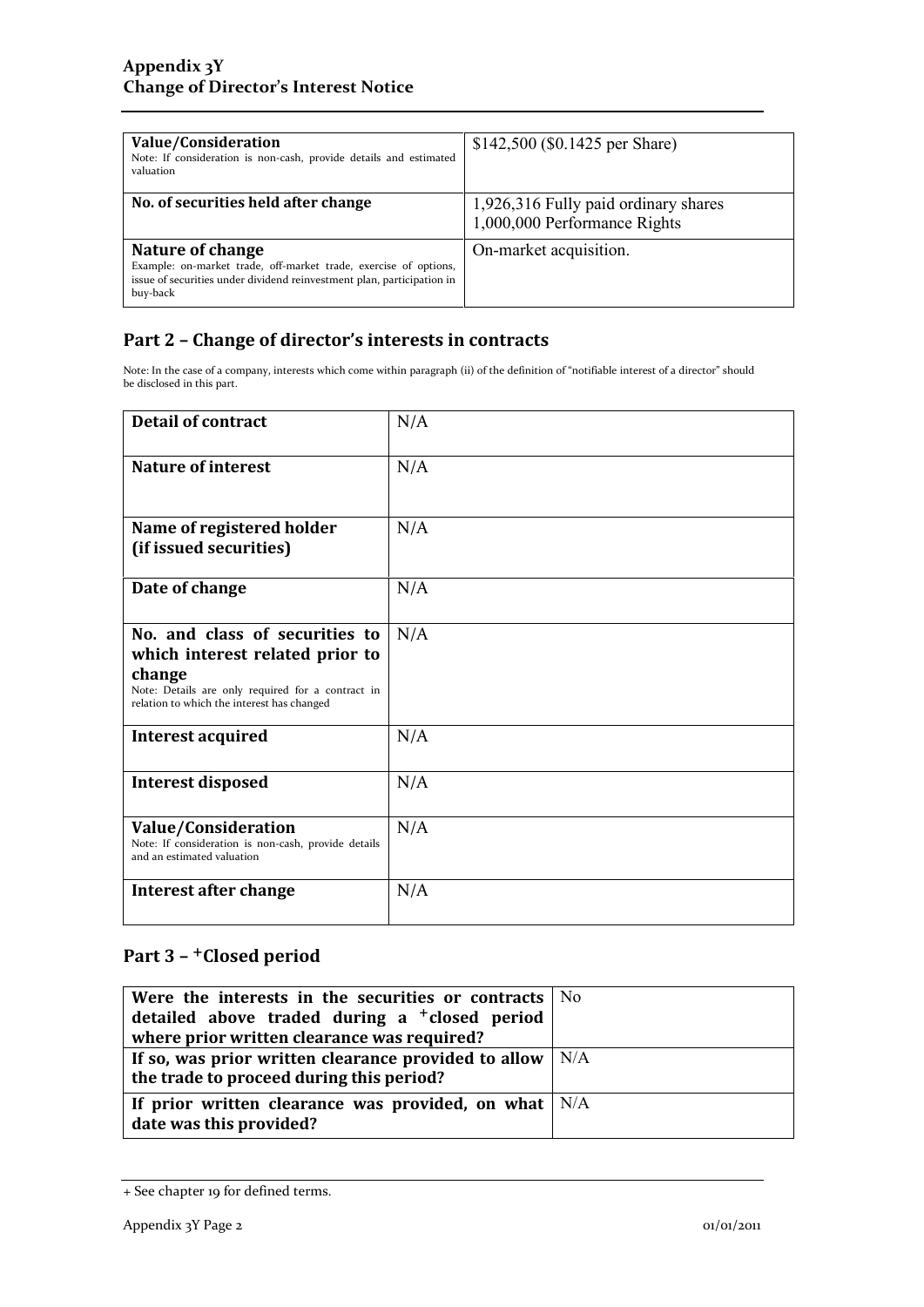| | |
|---|---|
| **Value/Consideration**<br>Note: If consideration is non-cash, provide details and estimated valuation | $142,500 ($0.1425 per Share) |
| **No. of securities held after change** | 1,926,316 Fully paid ordinary shares<br>1,000,000 Performance Rights |
| **Nature of change**<br>Example: on-market trade, off-market trade, exercise of options, issue of securities under dividend reinvestment plan, participation in buy-back | On-market acquisition. |

## Part 2 – Change of director's interests in contracts

Note: In the case of a company, interests which come within paragraph (ii) of the definition of "notifiable interest of a director" should be disclosed in this part.

| | |
|---|---|
| **Detail of contract** | N/A |
| **Nature of interest** | N/A |
| **Name of registered holder (if issued securities)** | N/A |
| **Date of change** | N/A |
| **No. and class of securities to which interest related prior to change**<br>Note: Details are only required for a contract in relation to which the interest has changed | N/A |
| **Interest acquired** | N/A |
| **Interest disposed** | N/A |
| **Value/Consideration**<br>Note: If consideration is non-cash, provide details and an estimated valuation | N/A |
| **Interest after change** | N/A |

## Part 3 – +Closed period

| | |
|---|---|
| **Were the interests in the securities or contracts detailed above traded during a +closed period where prior written clearance was required?** | No |
| **If so, was prior written clearance provided to allow the trade to proceed during this period?** | N/A |
| **If prior written clearance was provided, on what date was this provided?** | N/A |

+ See chapter 19 for defined terms.